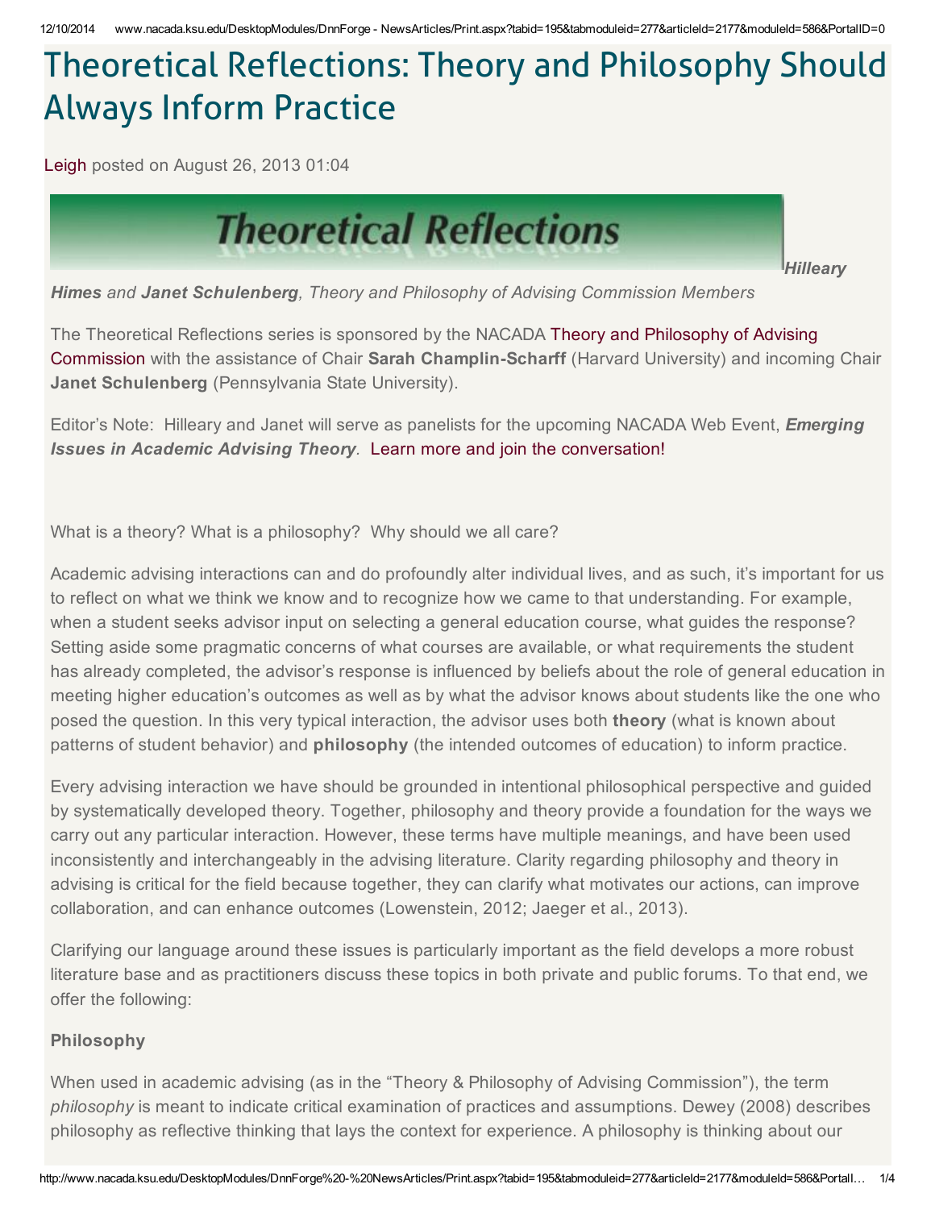# Theoretical Reflections: Theory and Philosophy Should Always Inform Practice

Leigh posted on August 26, 2013 01:04

***Hilleary Himes** and **Janet Schulenberg**, Theory and Philosophy of Advising Commission Members*

The Theoretical Reflections series is sponsored by the NACADA Theory and Philosophy of Advising Commission with the assistance of Chair **Sarah Champlin-Scharff** (Harvard University) and incoming Chair **Janet Schulenberg** (Pennsylvania State University).

Editor's Note: Hilleary and Janet will serve as panelists for the upcoming NACADA Web Event, ***Emerging Issues in Academic Advising Theory***. Learn more and join the conversation!

What is a theory? What is a philosophy? Why should we all care?

Academic advising interactions can and do profoundly alter individual lives, and as such, it's important for us to reflect on what we think we know and to recognize how we came to that understanding. For example, when a student seeks advisor input on selecting a general education course, what guides the response? Setting aside some pragmatic concerns of what courses are available, or what requirements the student has already completed, the advisor's response is influenced by beliefs about the role of general education in meeting higher education's outcomes as well as by what the advisor knows about students like the one who posed the question. In this very typical interaction, the advisor uses both **theory** (what is known about patterns of student behavior) and **philosophy** (the intended outcomes of education) to inform practice.

Every advising interaction we have should be grounded in intentional philosophical perspective and guided by systematically developed theory. Together, philosophy and theory provide a foundation for the ways we carry out any particular interaction. However, these terms have multiple meanings, and have been used inconsistently and interchangeably in the advising literature. Clarity regarding philosophy and theory in advising is critical for the field because together, they can clarify what motivates our actions, can improve collaboration, and can enhance outcomes (Lowenstein, 2012; Jaeger et al., 2013).

Clarifying our language around these issues is particularly important as the field develops a more robust literature base and as practitioners discuss these topics in both private and public forums. To that end, we offer the following:

### Philosophy

When used in academic advising (as in the "Theory & Philosophy of Advising Commission"), the term *philosophy* is meant to indicate critical examination of practices and assumptions. Dewey (2008) describes philosophy as reflective thinking that lays the context for experience. A philosophy is thinking about our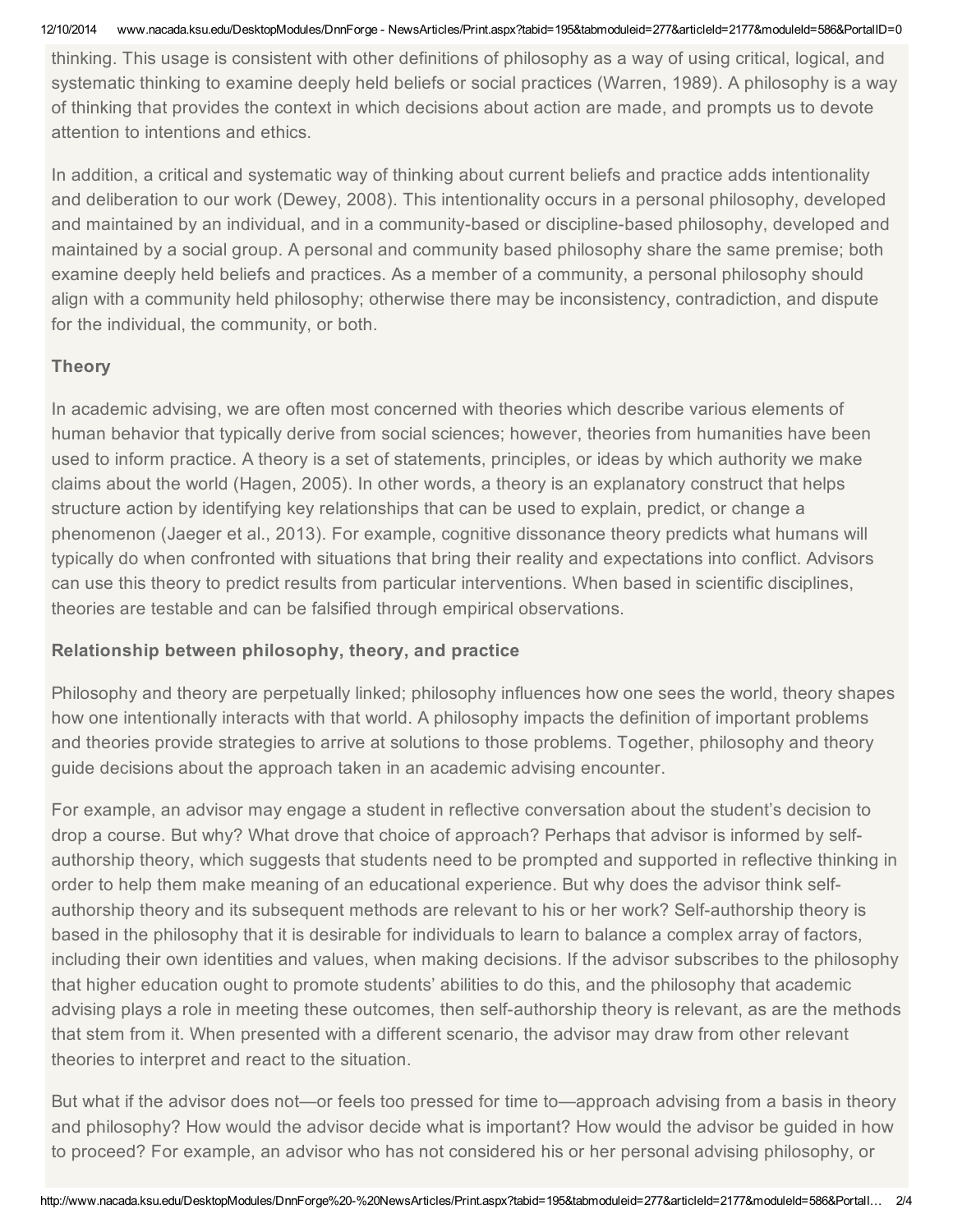thinking. This usage is consistent with other definitions of philosophy as a way of using critical, logical, and systematic thinking to examine deeply held beliefs or social practices (Warren, 1989). A philosophy is a way of thinking that provides the context in which decisions about action are made, and prompts us to devote attention to intentions and ethics.

In addition, a critical and systematic way of thinking about current beliefs and practice adds intentionality and deliberation to our work (Dewey, 2008). This intentionality occurs in a personal philosophy, developed and maintained by an individual, and in a community-based or discipline-based philosophy, developed and maintained by a social group. A personal and community based philosophy share the same premise; both examine deeply held beliefs and practices. As a member of a community, a personal philosophy should align with a community held philosophy; otherwise there may be inconsistency, contradiction, and dispute for the individual, the community, or both.

### Theory

In academic advising, we are often most concerned with theories which describe various elements of human behavior that typically derive from social sciences; however, theories from humanities have been used to inform practice. A theory is a set of statements, principles, or ideas by which authority we make claims about the world (Hagen, 2005). In other words, a theory is an explanatory construct that helps structure action by identifying key relationships that can be used to explain, predict, or change a phenomenon (Jaeger et al., 2013). For example, cognitive dissonance theory predicts what humans will typically do when confronted with situations that bring their reality and expectations into conflict. Advisors can use this theory to predict results from particular interventions. When based in scientific disciplines, theories are testable and can be falsified through empirical observations.

### Relationship between philosophy, theory, and practice

Philosophy and theory are perpetually linked; philosophy influences how one sees the world, theory shapes how one intentionally interacts with that world. A philosophy impacts the definition of important problems and theories provide strategies to arrive at solutions to those problems. Together, philosophy and theory guide decisions about the approach taken in an academic advising encounter.

For example, an advisor may engage a student in reflective conversation about the student's decision to drop a course. But why? What drove that choice of approach? Perhaps that advisor is informed by self-authorship theory, which suggests that students need to be prompted and supported in reflective thinking in order to help them make meaning of an educational experience. But why does the advisor think self-authorship theory and its subsequent methods are relevant to his or her work? Self-authorship theory is based in the philosophy that it is desirable for individuals to learn to balance a complex array of factors, including their own identities and values, when making decisions. If the advisor subscribes to the philosophy that higher education ought to promote students' abilities to do this, and the philosophy that academic advising plays a role in meeting these outcomes, then self-authorship theory is relevant, as are the methods that stem from it. When presented with a different scenario, the advisor may draw from other relevant theories to interpret and react to the situation.

But what if the advisor does not—or feels too pressed for time to—approach advising from a basis in theory and philosophy? How would the advisor decide what is important? How would the advisor be guided in how to proceed? For example, an advisor who has not considered his or her personal advising philosophy, or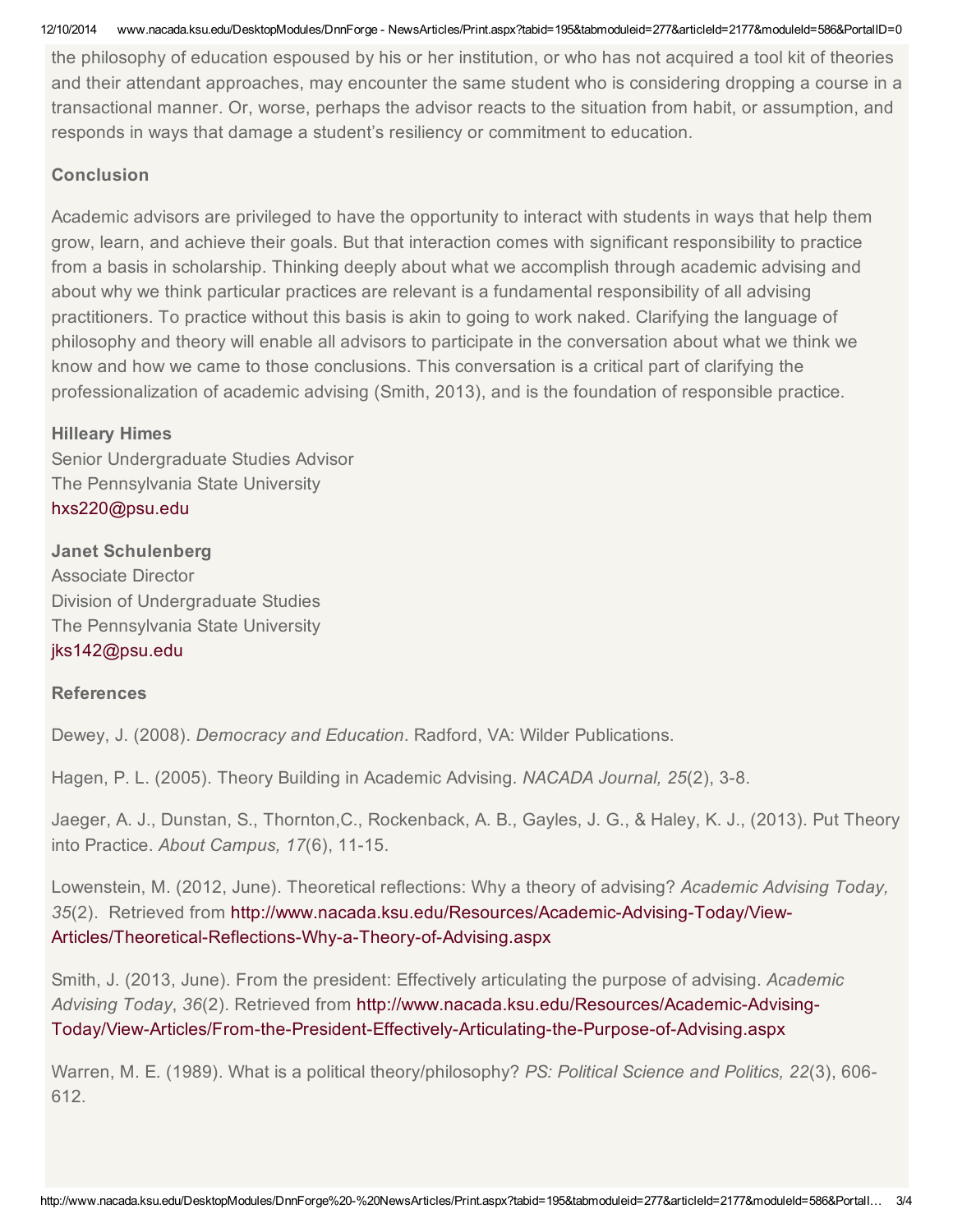the philosophy of education espoused by his or her institution, or who has not acquired a tool kit of theories and their attendant approaches, may encounter the same student who is considering dropping a course in a transactional manner. Or, worse, perhaps the advisor reacts to the situation from habit, or assumption, and responds in ways that damage a student's resiliency or commitment to education.

### Conclusion

Academic advisors are privileged to have the opportunity to interact with students in ways that help them grow, learn, and achieve their goals. But that interaction comes with significant responsibility to practice from a basis in scholarship. Thinking deeply about what we accomplish through academic advising and about why we think particular practices are relevant is a fundamental responsibility of all advising practitioners. To practice without this basis is akin to going to work naked. Clarifying the language of philosophy and theory will enable all advisors to participate in the conversation about what we think we know and how we came to those conclusions. This conversation is a critical part of clarifying the professionalization of academic advising (Smith, 2013), and is the foundation of responsible practice.

**Hilleary Himes**
Senior Undergraduate Studies Advisor
The Pennsylvania State University
hxs220@psu.edu

**Janet Schulenberg**
Associate Director
Division of Undergraduate Studies
The Pennsylvania State University
jks142@psu.edu

### References

Dewey, J. (2008). *Democracy and Education*. Radford, VA: Wilder Publications.

Hagen, P. L. (2005). Theory Building in Academic Advising. *NACADA Journal, 25*(2), 3-8.

Jaeger, A. J., Dunstan, S., Thornton,C., Rockenback, A. B., Gayles, J. G., & Haley, K. J., (2013). Put Theory into Practice. *About Campus, 17*(6), 11-15.

Lowenstein, M. (2012, June). Theoretical reflections: Why a theory of advising? *Academic Advising Today, 35*(2). Retrieved from http://www.nacada.ksu.edu/Resources/Academic-Advising-Today/View-Articles/Theoretical-Reflections-Why-a-Theory-of-Advising.aspx

Smith, J. (2013, June). From the president: Effectively articulating the purpose of advising. *Academic Advising Today*, *36*(2). Retrieved from http://www.nacada.ksu.edu/Resources/Academic-Advising-Today/View-Articles/From-the-President-Effectively-Articulating-the-Purpose-of-Advising.aspx

Warren, M. E. (1989). What is a political theory/philosophy? *PS: Political Science and Politics, 22*(3), 606-612.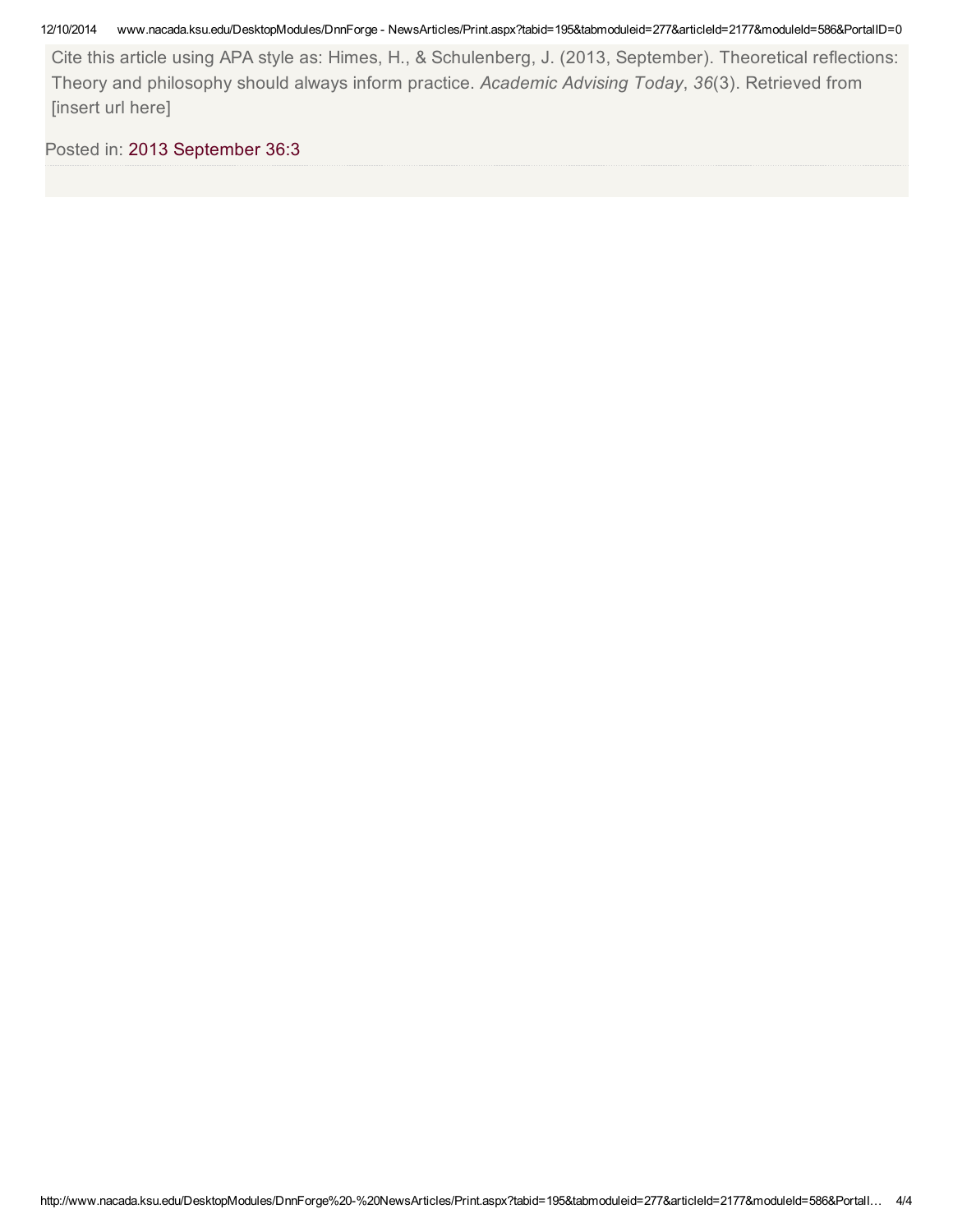Cite this article using APA style as: Himes, H., & Schulenberg, J. (2013, September). Theoretical reflections: Theory and philosophy should always inform practice. *Academic Advising Today*, *36*(3). Retrieved from [insert url here]

Posted in: 2013 September 36:3